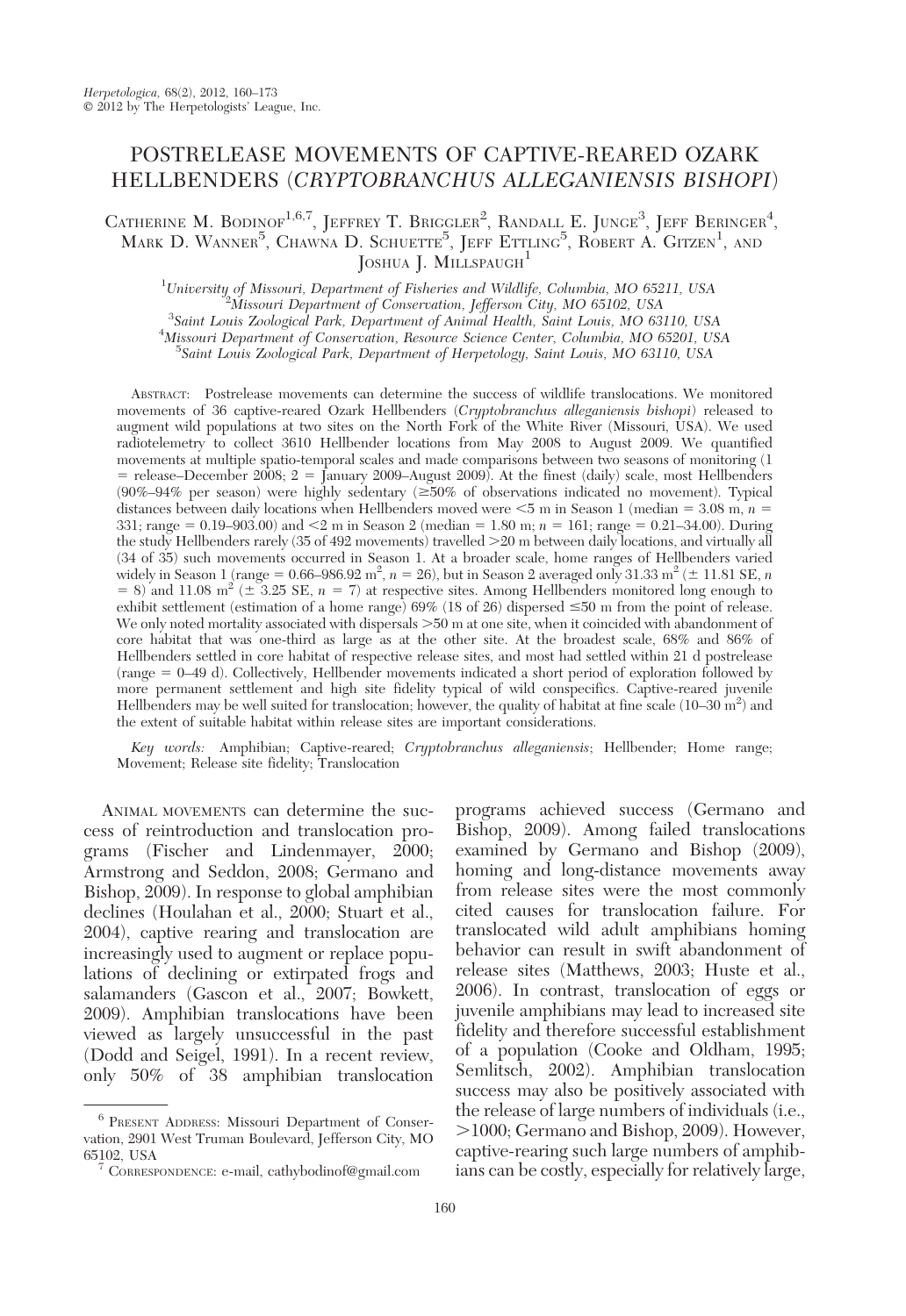# POSTRELEASE MOVEMENTS OF CAPTIVE-REARED OZARK HELLBENDERS (*CRYPTOBRANCHUS ALLEGANIENSIS BISHOPI*)

Catherine M. Bodinof[1,6,7], Jeffrey T. Briggler[2], Randall E. Junge[3], Jeff Beringer[4], Mark D. Wanner[5], Chawna D. Schuette[5], Jeff Ettling[5], Robert A. Gitzen[1], and Joshua J. Millspaugh[1]

[1]University of Missouri, Department of Fisheries and Wildlife, Columbia, MO 65211, USA
[2]Missouri Department of Conservation, Jefferson City, MO 65102, USA
[3]Saint Louis Zoological Park, Department of Animal Health, Saint Louis, MO 63110, USA
[4]Missouri Department of Conservation, Resource Science Center, Columbia, MO 65201, USA
[5]Saint Louis Zoological Park, Department of Herpetology, Saint Louis, MO 63110, USA

Abstract: Postrelease movements can determine the success of wildlife translocations. We monitored movements of 36 captive-reared Ozark Hellbenders (*Cryptobranchus alleganiensis bishopi*) released to augment wild populations at two sites on the North Fork of the White River (Missouri, USA). We used radiotelemetry to collect 3610 Hellbender locations from May 2008 to August 2009. We quantified movements at multiple spatio-temporal scales and made comparisons between two seasons of monitoring (1 = release–December 2008; 2 = January 2009–August 2009). At the finest (daily) scale, most Hellbenders (90%–94% per season) were highly sedentary (≥50% of observations indicated no movement). Typical distances between daily locations when Hellbenders moved were <5 m in Season 1 (median = 3.08 m, $n$ = 331; range = 0.19–903.00) and <2 m in Season 2 (median = 1.80 m; $n$ = 161; range = 0.21–34.00). During the study Hellbenders rarely (35 of 492 movements) travelled >20 m between daily locations, and virtually all (34 of 35) such movements occurred in Season 1. At a broader scale, home ranges of Hellbenders varied widely in Season 1 (range = 0.66–986.92 m$^2$, $n$ = 26), but in Season 2 averaged only 31.33 m$^2$ (± 11.81 SE, $n$ = 8) and 11.08 m$^2$ (± 3.25 SE, $n$ = 7) at respective sites. Among Hellbenders monitored long enough to exhibit settlement (estimation of a home range) 69% (18 of 26) dispersed ≤50 m from the point of release. We only noted mortality associated with dispersals >50 m at one site, when it coincided with abandonment of core habitat that was one-third as large as at the other site. At the broadest scale, 68% and 86% of Hellbenders settled in core habitat of respective release sites, and most had settled within 21 d postrelease (range = 0–49 d). Collectively, Hellbender movements indicated a short period of exploration followed by more permanent settlement and high site fidelity typical of wild conspecifics. Captive-reared juvenile Hellbenders may be well suited for translocation; however, the quality of habitat at fine scale (10–30 m$^2$) and the extent of suitable habitat within release sites are important considerations.

*Key words:* Amphibian; Captive-reared; *Cryptobranchus alleganiensis*; Hellbender; Home range; Movement; Release site fidelity; Translocation

Animal movements can determine the success of reintroduction and translocation programs (Fischer and Lindenmayer, 2000; Armstrong and Seddon, 2008; Germano and Bishop, 2009). In response to global amphibian declines (Houlahan et al., 2000; Stuart et al., 2004), captive rearing and translocation are increasingly used to augment or replace populations of declining or extirpated frogs and salamanders (Gascon et al., 2007; Bowkett, 2009). Amphibian translocations have been viewed as largely unsuccessful in the past (Dodd and Seigel, 1991). In a recent review, only 50% of 38 amphibian translocation programs achieved success (Germano and Bishop, 2009). Among failed translocations examined by Germano and Bishop (2009), homing and long-distance movements away from release sites were the most commonly cited causes for translocation failure. For translocated wild adult amphibians homing behavior can result in swift abandonment of release sites (Matthews, 2003; Huste et al., 2006). In contrast, translocation of eggs or juvenile amphibians may lead to increased site fidelity and therefore successful establishment of a population (Cooke and Oldham, 1995; Semlitsch, 2002). Amphibian translocation success may also be positively associated with the release of large numbers of individuals (i.e., >1000; Germano and Bishop, 2009). However, captive-rearing such large numbers of amphibians can be costly, especially for relatively large,

[6] Present Address: Missouri Department of Conservation, 2901 West Truman Boulevard, Jefferson City, MO 65102, USA
[7] Correspondence: e-mail, cathybodinof@gmail.com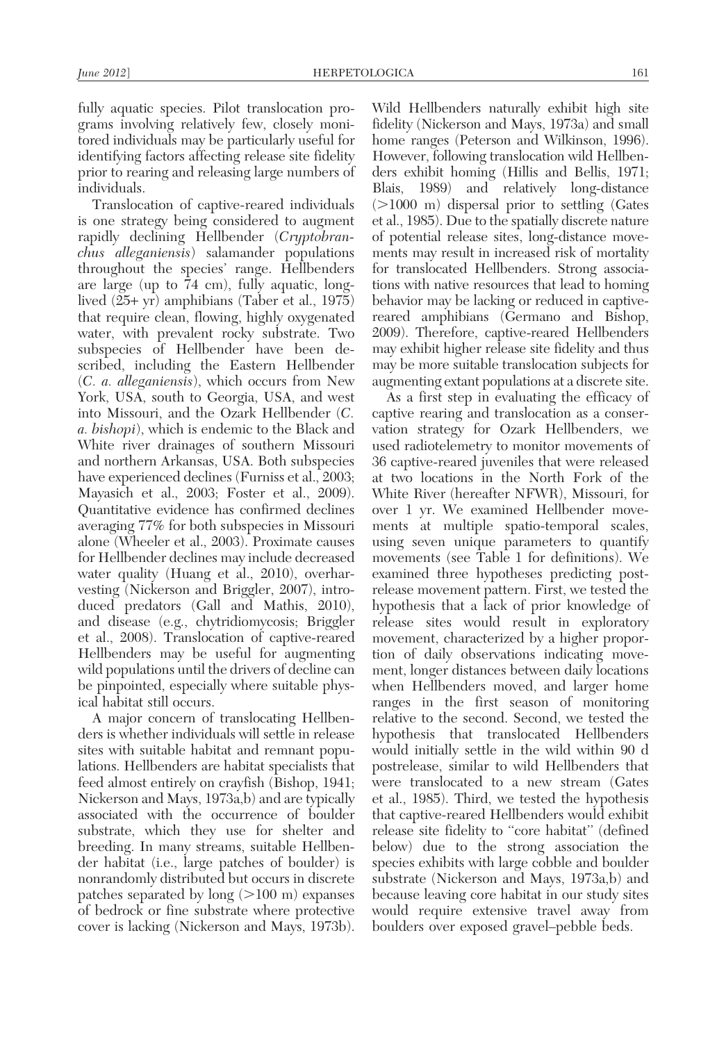fully aquatic species. Pilot translocation programs involving relatively few, closely monitored individuals may be particularly useful for identifying factors affecting release site fidelity prior to rearing and releasing large numbers of individuals.

Translocation of captive-reared individuals is one strategy being considered to augment rapidly declining Hellbender (*Cryptobranchus alleganiensis*) salamander populations throughout the species' range. Hellbenders are large (up to 74 cm), fully aquatic, long-lived (25+ yr) amphibians (Taber et al., 1975) that require clean, flowing, highly oxygenated water, with prevalent rocky substrate. Two subspecies of Hellbender have been described, including the Eastern Hellbender (*C. a. alleganiensis*), which occurs from New York, USA, south to Georgia, USA, and west into Missouri, and the Ozark Hellbender (*C. a. bishopi*), which is endemic to the Black and White river drainages of southern Missouri and northern Arkansas, USA. Both subspecies have experienced declines (Furniss et al., 2003; Mayasich et al., 2003; Foster et al., 2009). Quantitative evidence has confirmed declines averaging 77% for both subspecies in Missouri alone (Wheeler et al., 2003). Proximate causes for Hellbender declines may include decreased water quality (Huang et al., 2010), overharvesting (Nickerson and Briggler, 2007), introduced predators (Gall and Mathis, 2010), and disease (e.g., chytridiomycosis; Briggler et al., 2008). Translocation of captive-reared Hellbenders may be useful for augmenting wild populations until the drivers of decline can be pinpointed, especially where suitable physical habitat still occurs.

A major concern of translocating Hellbenders is whether individuals will settle in release sites with suitable habitat and remnant populations. Hellbenders are habitat specialists that feed almost entirely on crayfish (Bishop, 1941; Nickerson and Mays, 1973a,b) and are typically associated with the occurrence of boulder substrate, which they use for shelter and breeding. In many streams, suitable Hellbender habitat (i.e., large patches of boulder) is nonrandomly distributed but occurs in discrete patches separated by long (>100 m) expanses of bedrock or fine substrate where protective cover is lacking (Nickerson and Mays, 1973b). Wild Hellbenders naturally exhibit high site fidelity (Nickerson and Mays, 1973a) and small home ranges (Peterson and Wilkinson, 1996). However, following translocation wild Hellbenders exhibit homing (Hillis and Bellis, 1971; Blais, 1989) and relatively long-distance (>1000 m) dispersal prior to settling (Gates et al., 1985). Due to the spatially discrete nature of potential release sites, long-distance movements may result in increased risk of mortality for translocated Hellbenders. Strong associations with native resources that lead to homing behavior may be lacking or reduced in captive-reared amphibians (Germano and Bishop, 2009). Therefore, captive-reared Hellbenders may exhibit higher release site fidelity and thus may be more suitable translocation subjects for augmenting extant populations at a discrete site.

As a first step in evaluating the efficacy of captive rearing and translocation as a conservation strategy for Ozark Hellbenders, we used radiotelemetry to monitor movements of 36 captive-reared juveniles that were released at two locations in the North Fork of the White River (hereafter NFWR), Missouri, for over 1 yr. We examined Hellbender movements at multiple spatio-temporal scales, using seven unique parameters to quantify movements (see Table 1 for definitions). We examined three hypotheses predicting post-release movement pattern. First, we tested the hypothesis that a lack of prior knowledge of release sites would result in exploratory movement, characterized by a higher proportion of daily observations indicating movement, longer distances between daily locations when Hellbenders moved, and larger home ranges in the first season of monitoring relative to the second. Second, we tested the hypothesis that translocated Hellbenders would initially settle in the wild within 90 d postrelease, similar to wild Hellbenders that were translocated to a new stream (Gates et al., 1985). Third, we tested the hypothesis that captive-reared Hellbenders would exhibit release site fidelity to "core habitat" (defined below) due to the strong association the species exhibits with large cobble and boulder substrate (Nickerson and Mays, 1973a,b) and because leaving core habitat in our study sites would require extensive travel away from boulders over exposed gravel–pebble beds.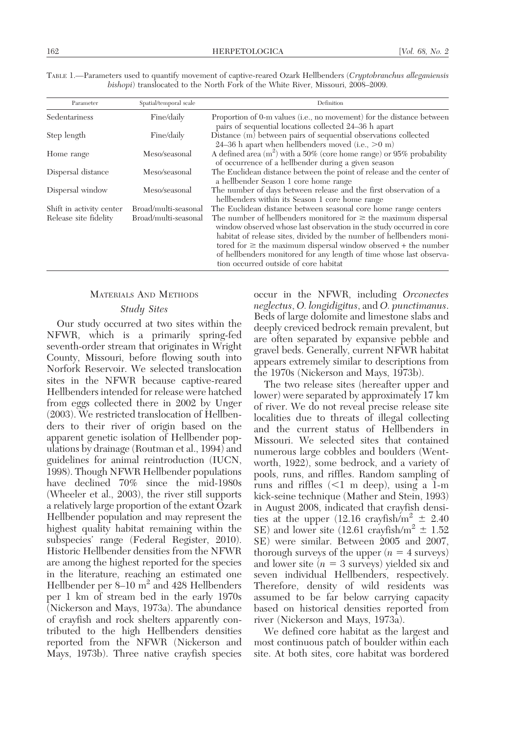TABLE 1.—Parameters used to quantify movement of captive-reared Ozark Hellbenders (*Cryptobranchus alleganiensis bishopi*) translocated to the North Fork of the White River, Missouri, 2008–2009.

| Parameter | Spatial/temporal scale | Definition |
|---|---|---|
| Sedentariness | Fine/daily | Proportion of 0-m values (i.e., no movement) for the distance between pairs of sequential locations collected 24–36 h apart |
| Step length | Fine/daily | Distance (m) between pairs of sequential observations collected 24–36 h apart when hellbenders moved (i.e., >0 m) |
| Home range | Meso/seasonal | A defined area ($m^2$) with a 50% (core home range) or 95% probability of occurrence of a hellbender during a given season |
| Dispersal distance | Meso/seasonal | The Euclidean distance between the point of release and the center of a hellbender Season 1 core home range |
| Dispersal window | Meso/seasonal | The number of days between release and the first observation of a hellbenders within its Season 1 core home range |
| Shift in activity center | Broad/multi-seasonal | The Euclidean distance between seasonal core home range centers |
| Release site fidelity | Broad/multi-seasonal | The number of hellbenders monitored for ≥ the maximum dispersal window observed whose last observation in the study occurred in core habitat of release sites, divided by the number of hellbenders monitored for ≥ the maximum dispersal window observed + the number of hellbenders monitored for any length of time whose last observation occurred outside of core habitat |

## MATERIALS AND METHODS

### Study Sites

Our study occurred at two sites within the NFWR, which is a primarily spring-fed seventh-order stream that originates in Wright County, Missouri, before flowing south into Norfork Reservoir. We selected translocation sites in the NFWR because captive-reared Hellbenders intended for release were hatched from eggs collected there in 2002 by Unger (2003). We restricted translocation of Hellbenders to their river of origin based on the apparent genetic isolation of Hellbender populations by drainage (Routman et al., 1994) and guidelines for animal reintroduction (IUCN, 1998). Though NFWR Hellbender populations have declined 70% since the mid-1980s (Wheeler et al., 2003), the river still supports a relatively large proportion of the extant Ozark Hellbender population and may represent the highest quality habitat remaining within the subspecies' range (Federal Register, 2010). Historic Hellbender densities from the NFWR are among the highest reported for the species in the literature, reaching an estimated one Hellbender per 8–10 $m^2$ and 428 Hellbenders per 1 km of stream bed in the early 1970s (Nickerson and Mays, 1973a). The abundance of crayfish and rock shelters apparently contributed to the high Hellbenders densities reported from the NFWR (Nickerson and Mays, 1973b). Three native crayfish species occur in the NFWR, including *Orconectes neglectus*, *O. longidigitus*, and *O. punctimanus*. Beds of large dolomite and limestone slabs and deeply creviced bedrock remain prevalent, but are often separated by expansive pebble and gravel beds. Generally, current NFWR habitat appears extremely similar to descriptions from the 1970s (Nickerson and Mays, 1973b).

The two release sites (hereafter upper and lower) were separated by approximately 17 km of river. We do not reveal precise release site localities due to threats of illegal collecting and the current status of Hellbenders in Missouri. We selected sites that contained numerous large cobbles and boulders (Wentworth, 1922), some bedrock, and a variety of pools, runs, and riffles. Random sampling of runs and riffles (<1 m deep), using a 1-m kick-seine technique (Mather and Stein, 1993) in August 2008, indicated that crayfish densities at the upper (12.16 crayfish/$m^2$ ± 2.40 SE) and lower site (12.61 crayfish/$m^2$ ± 1.52 SE) were similar. Between 2005 and 2007, thorough surveys of the upper ($n = 4$ surveys) and lower site ($n = 3$ surveys) yielded six and seven individual Hellbenders, respectively. Therefore, density of wild residents was assumed to be far below carrying capacity based on historical densities reported from river (Nickerson and Mays, 1973a).

We defined core habitat as the largest and most continuous patch of boulder within each site. At both sites, core habitat was bordered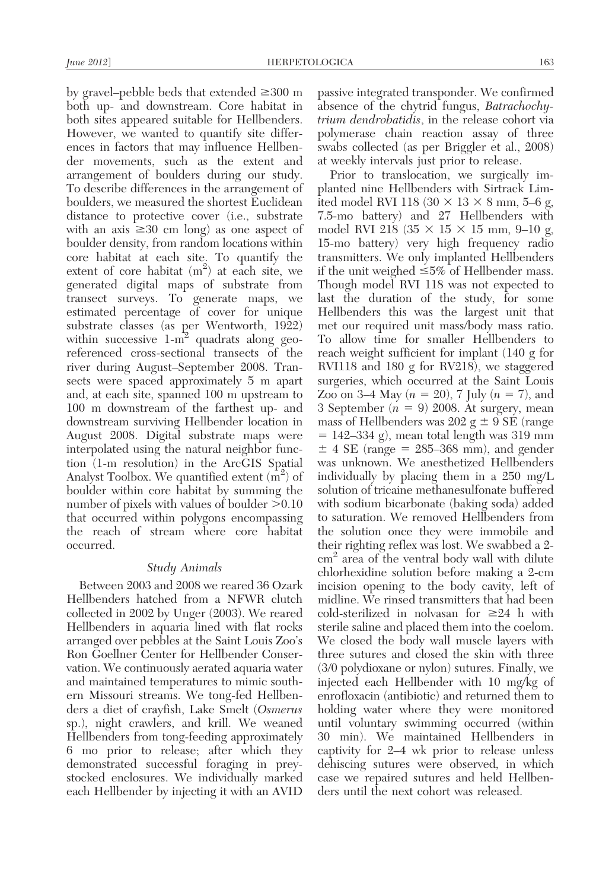by gravel–pebble beds that extended ≥300 m both up- and downstream. Core habitat in both sites appeared suitable for Hellbenders. However, we wanted to quantify site differences in factors that may influence Hellbender movements, such as the extent and arrangement of boulders during our study. To describe differences in the arrangement of boulders, we measured the shortest Euclidean distance to protective cover (i.e., substrate with an axis ≥30 cm long) as one aspect of boulder density, from random locations within core habitat at each site. To quantify the extent of core habitat ($m^2$) at each site, we generated digital maps of substrate from transect surveys. To generate maps, we estimated percentage of cover for unique substrate classes (as per Wentworth, 1922) within successive 1-$m^2$ quadrats along georeferenced cross-sectional transects of the river during August–September 2008. Transects were spaced approximately 5 m apart and, at each site, spanned 100 m upstream to 100 m downstream of the farthest up- and downstream surviving Hellbender location in August 2008. Digital substrate maps were interpolated using the natural neighbor function (1-m resolution) in the ArcGIS Spatial Analyst Toolbox. We quantified extent ($m^2$) of boulder within core habitat by summing the number of pixels with values of boulder >0.10 that occurred within polygons encompassing the reach of stream where core habitat occurred.

### *Study Animals*

Between 2003 and 2008 we reared 36 Ozark Hellbenders hatched from a NFWR clutch collected in 2002 by Unger (2003). We reared Hellbenders in aquaria lined with flat rocks arranged over pebbles at the Saint Louis Zoo's Ron Goellner Center for Hellbender Conservation. We continuously aerated aquaria water and maintained temperatures to mimic southern Missouri streams. We tong-fed Hellbenders a diet of crayfish, Lake Smelt (*Osmerus* sp.), night crawlers, and krill. We weaned Hellbenders from tong-feeding approximately 6 mo prior to release; after which they demonstrated successful foraging in prey-stocked enclosures. We individually marked each Hellbender by injecting it with an AVID passive integrated transponder. We confirmed absence of the chytrid fungus, *Batrachochytrium dendrobatidis*, in the release cohort via polymerase chain reaction assay of three swabs collected (as per Briggler et al., 2008) at weekly intervals just prior to release.

Prior to translocation, we surgically implanted nine Hellbenders with Sirtrack Limited model RVI 118 (30 × 13 × 8 mm, 5–6 g, 7.5-mo battery) and 27 Hellbenders with model RVI 218 (35 × 15 × 15 mm, 9–10 g, 15-mo battery) very high frequency radio transmitters. We only implanted Hellbenders if the unit weighed ≤5% of Hellbender mass. Though model RVI 118 was not expected to last the duration of the study, for some Hellbenders this was the largest unit that met our required unit mass/body mass ratio. To allow time for smaller Hellbenders to reach weight sufficient for implant (140 g for RVI118 and 180 g for RV218), we staggered surgeries, which occurred at the Saint Louis Zoo on 3–4 May ($n$ = 20), 7 July ($n$ = 7), and 3 September ($n$ = 9) 2008. At surgery, mean mass of Hellbenders was 202 g ± 9 SE (range = 142–334 g), mean total length was 319 mm ± 4 SE (range = 285–368 mm), and gender was unknown. We anesthetized Hellbenders individually by placing them in a 250 mg/L solution of tricaine methanesulfonate buffered with sodium bicarbonate (baking soda) added to saturation. We removed Hellbenders from the solution once they were immobile and their righting reflex was lost. We swabbed a 2-$cm^2$ area of the ventral body wall with dilute chlorhexidine solution before making a 2-cm incision opening to the body cavity, left of midline. We rinsed transmitters that had been cold-sterilized in nolvasan for ≥24 h with sterile saline and placed them into the coelom. We closed the body wall muscle layers with three sutures and closed the skin with three (3/0 polydioxane or nylon) sutures. Finally, we injected each Hellbender with 10 mg/kg of enrofloxacin (antibiotic) and returned them to holding water where they were monitored until voluntary swimming occurred (within 30 min). We maintained Hellbenders in captivity for 2–4 wk prior to release unless dehiscing sutures were observed, in which case we repaired sutures and held Hellbenders until the next cohort was released.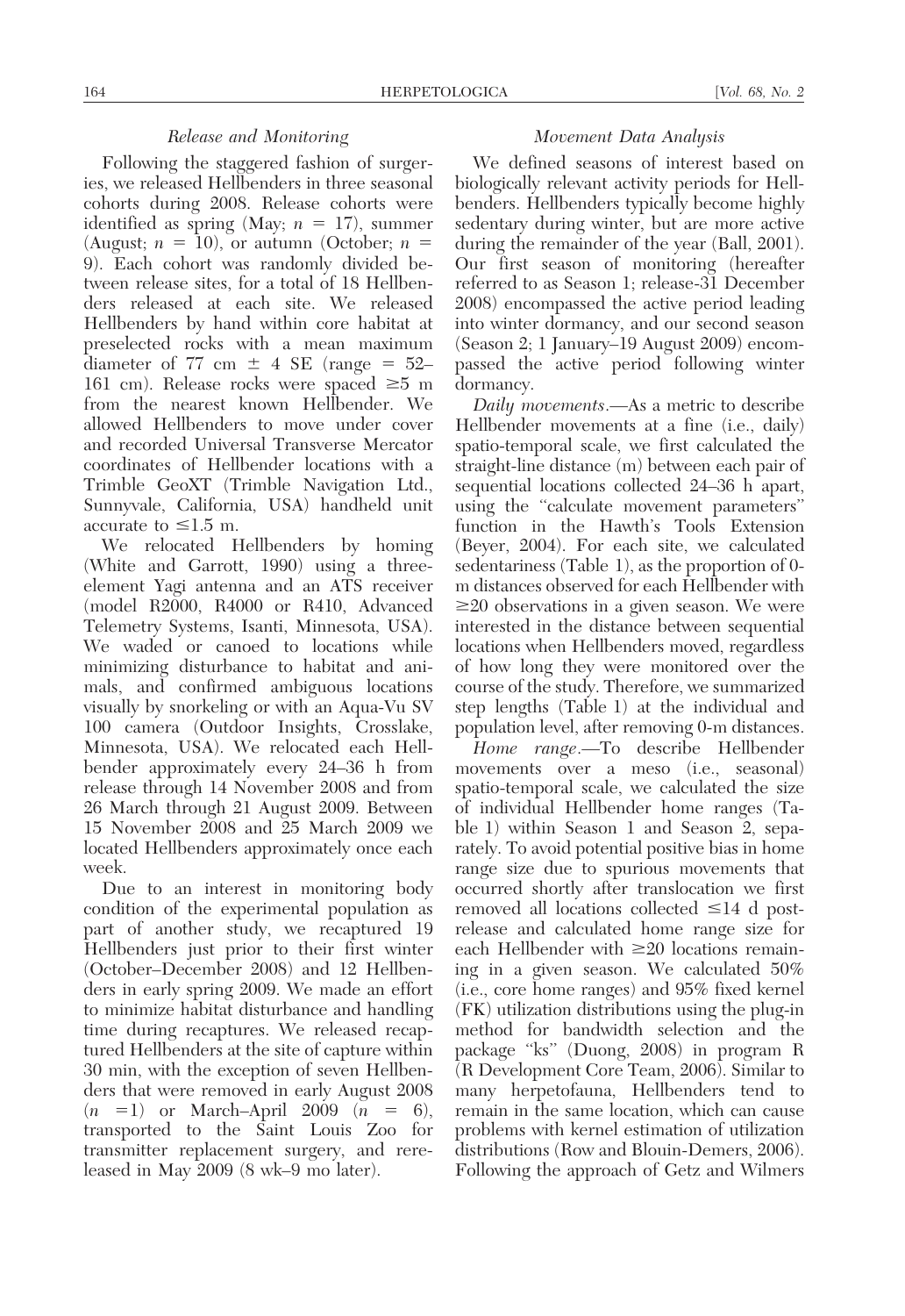### Release and Monitoring

Following the staggered fashion of surgeries, we released Hellbenders in three seasonal cohorts during 2008. Release cohorts were identified as spring (May; $n = 17$), summer (August; $n = 10$), or autumn (October; $n = 9$). Each cohort was randomly divided between release sites, for a total of 18 Hellbenders released at each site. We released Hellbenders by hand within core habitat at preselected rocks with a mean maximum diameter of 77 cm ± 4 SE (range = 52–161 cm). Release rocks were spaced ≥5 m from the nearest known Hellbender. We allowed Hellbenders to move under cover and recorded Universal Transverse Mercator coordinates of Hellbender locations with a Trimble GeoXT (Trimble Navigation Ltd., Sunnyvale, California, USA) handheld unit accurate to ≤1.5 m.

We relocated Hellbenders by homing (White and Garrott, 1990) using a three-element Yagi antenna and an ATS receiver (model R2000, R4000 or R410, Advanced Telemetry Systems, Isanti, Minnesota, USA). We waded or canoed to locations while minimizing disturbance to habitat and animals, and confirmed ambiguous locations visually by snorkeling or with an Aqua-Vu SV 100 camera (Outdoor Insights, Crosslake, Minnesota, USA). We relocated each Hellbender approximately every 24–36 h from release through 14 November 2008 and from 26 March through 21 August 2009. Between 15 November 2008 and 25 March 2009 we located Hellbenders approximately once each week.

Due to an interest in monitoring body condition of the experimental population as part of another study, we recaptured 19 Hellbenders just prior to their first winter (October–December 2008) and 12 Hellbenders in early spring 2009. We made an effort to minimize habitat disturbance and handling time during recaptures. We released recaptured Hellbenders at the site of capture within 30 min, with the exception of seven Hellbenders that were removed in early August 2008 ($n = 1$) or March–April 2009 ($n = 6$), transported to the Saint Louis Zoo for transmitter replacement surgery, and rereleased in May 2009 (8 wk–9 mo later).

### Movement Data Analysis

We defined seasons of interest based on biologically relevant activity periods for Hellbenders. Hellbenders typically become highly sedentary during winter, but are more active during the remainder of the year (Ball, 2001). Our first season of monitoring (hereafter referred to as Season 1; release-31 December 2008) encompassed the active period leading into winter dormancy, and our second season (Season 2; 1 January–19 August 2009) encompassed the active period following winter dormancy.

*Daily movements.*—As a metric to describe Hellbender movements at a fine (i.e., daily) spatio-temporal scale, we first calculated the straight-line distance (m) between each pair of sequential locations collected 24–36 h apart, using the "calculate movement parameters" function in the Hawth's Tools Extension (Beyer, 2004). For each site, we calculated sedentariness (Table 1), as the proportion of 0-m distances observed for each Hellbender with ≥20 observations in a given season. We were interested in the distance between sequential locations when Hellbenders moved, regardless of how long they were monitored over the course of the study. Therefore, we summarized step lengths (Table 1) at the individual and population level, after removing 0-m distances.

*Home range.*—To describe Hellbender movements over a meso (i.e., seasonal) spatio-temporal scale, we calculated the size of individual Hellbender home ranges (Table 1) within Season 1 and Season 2, separately. To avoid potential positive bias in home range size due to spurious movements that occurred shortly after translocation we first removed all locations collected ≤14 d post-release and calculated home range size for each Hellbender with ≥20 locations remaining in a given season. We calculated 50% (i.e., core home ranges) and 95% fixed kernel (FK) utilization distributions using the plug-in method for bandwidth selection and the package "ks" (Duong, 2008) in program R (R Development Core Team, 2006). Similar to many herpetofauna, Hellbenders tend to remain in the same location, which can cause problems with kernel estimation of utilization distributions (Row and Blouin-Demers, 2006). Following the approach of Getz and Wilmers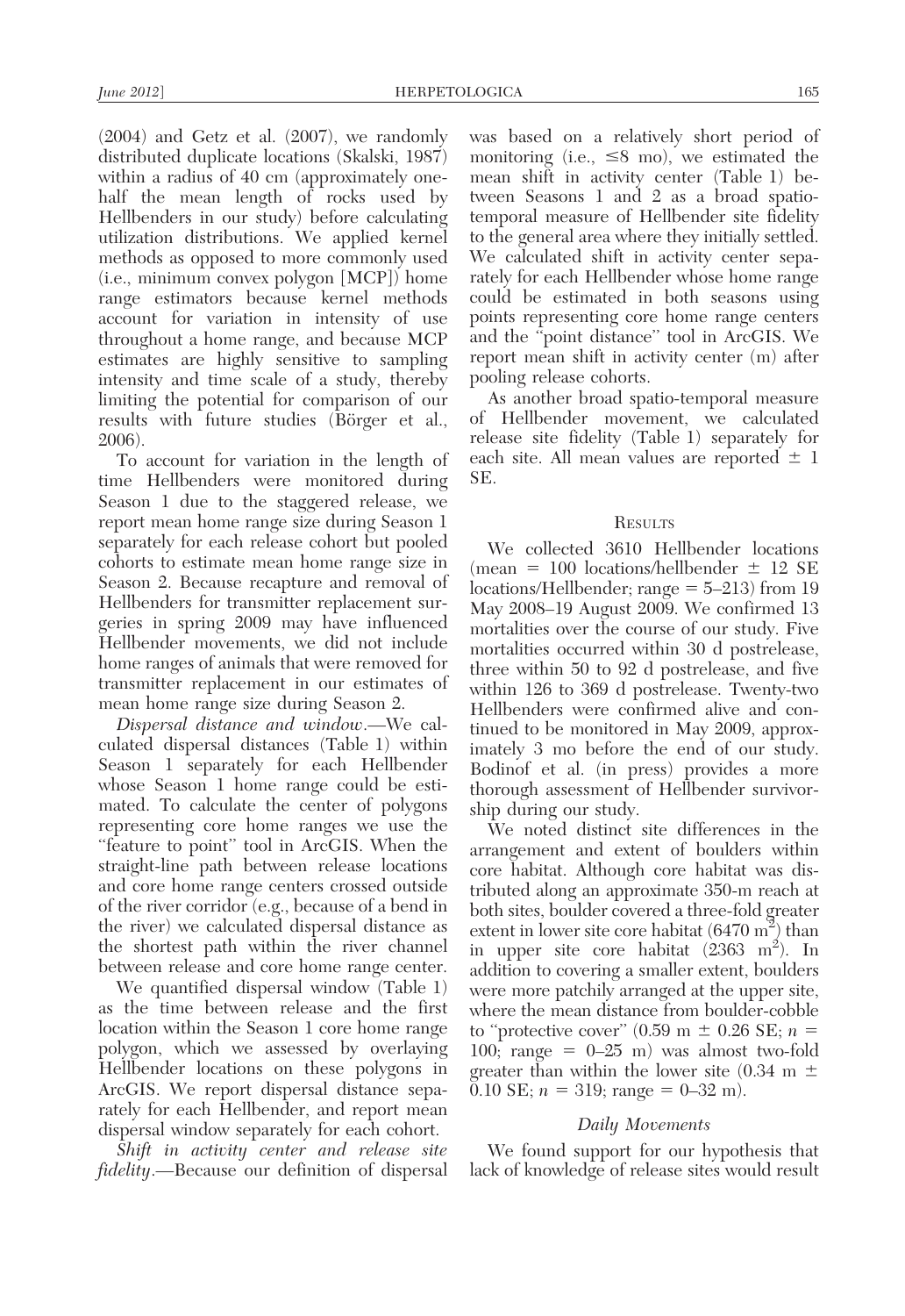(2004) and Getz et al. (2007), we randomly distributed duplicate locations (Skalski, 1987) within a radius of 40 cm (approximately one-half the mean length of rocks used by Hellbenders in our study) before calculating utilization distributions. We applied kernel methods as opposed to more commonly used (i.e., minimum convex polygon [MCP]) home range estimators because kernel methods account for variation in intensity of use throughout a home range, and because MCP estimates are highly sensitive to sampling intensity and time scale of a study, thereby limiting the potential for comparison of our results with future studies (Börger et al., 2006).

To account for variation in the length of time Hellbenders were monitored during Season 1 due to the staggered release, we report mean home range size during Season 1 separately for each release cohort but pooled cohorts to estimate mean home range size in Season 2. Because recapture and removal of Hellbenders for transmitter replacement surgeries in spring 2009 may have influenced Hellbender movements, we did not include home ranges of animals that were removed for transmitter replacement in our estimates of mean home range size during Season 2.

*Dispersal distance and window*.—We calculated dispersal distances (Table 1) within Season 1 separately for each Hellbender whose Season 1 home range could be estimated. To calculate the center of polygons representing core home ranges we use the "feature to point" tool in ArcGIS. When the straight-line path between release locations and core home range centers crossed outside of the river corridor (e.g., because of a bend in the river) we calculated dispersal distance as the shortest path within the river channel between release and core home range center.

We quantified dispersal window (Table 1) as the time between release and the first location within the Season 1 core home range polygon, which we assessed by overlaying Hellbender locations on these polygons in ArcGIS. We report dispersal distance separately for each Hellbender, and report mean dispersal window separately for each cohort.

*Shift in activity center and release site fidelity*.—Because our definition of dispersal was based on a relatively short period of monitoring (i.e., ≤8 mo), we estimated the mean shift in activity center (Table 1) between Seasons 1 and 2 as a broad spatio-temporal measure of Hellbender site fidelity to the general area where they initially settled. We calculated shift in activity center separately for each Hellbender whose home range could be estimated in both seasons using points representing core home range centers and the "point distance" tool in ArcGIS. We report mean shift in activity center (m) after pooling release cohorts.

As another broad spatio-temporal measure of Hellbender movement, we calculated release site fidelity (Table 1) separately for each site. All mean values are reported ± 1 SE.

## Results

We collected 3610 Hellbender locations (mean = 100 locations/hellbender ± 12 SE locations/Hellbender; range = 5–213) from 19 May 2008–19 August 2009. We confirmed 13 mortalities over the course of our study. Five mortalities occurred within 30 d postrelease, three within 50 to 92 d postrelease, and five within 126 to 369 d postrelease. Twenty-two Hellbenders were confirmed alive and continued to be monitored in May 2009, approximately 3 mo before the end of our study. Bodinof et al. (in press) provides a more thorough assessment of Hellbender survivorship during our study.

We noted distinct site differences in the arrangement and extent of boulders within core habitat. Although core habitat was distributed along an approximate 350-m reach at both sites, boulder covered a three-fold greater extent in lower site core habitat (6470 $m^2$) than in upper site core habitat (2363 $m^2$). In addition to covering a smaller extent, boulders were more patchily arranged at the upper site, where the mean distance from boulder-cobble to "protective cover" (0.59 m ± 0.26 SE; $n$ = 100; range = 0–25 m) was almost two-fold greater than within the lower site (0.34 m ± 0.10 SE; $n$ = 319; range = 0–32 m).

### Daily Movements

We found support for our hypothesis that lack of knowledge of release sites would result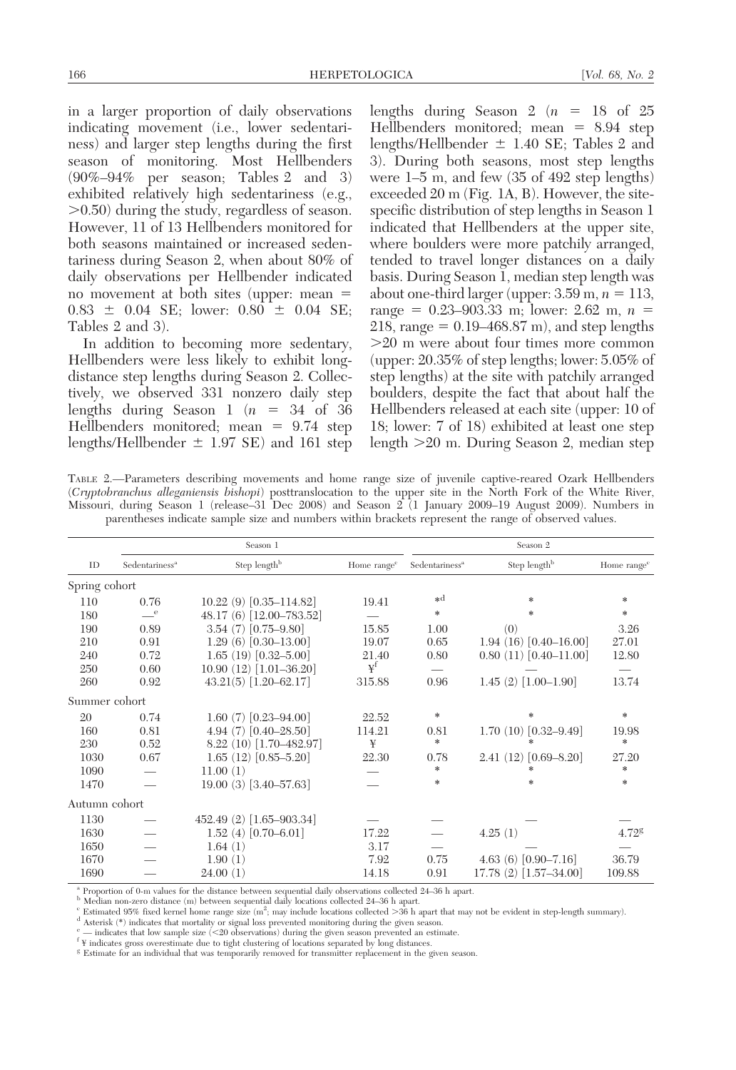in a larger proportion of daily observations indicating movement (i.e., lower sedentariness) and larger step lengths during the first season of monitoring. Most Hellbenders (90%–94% per season; Tables 2 and 3) exhibited relatively high sedentariness (e.g., >0.50) during the study, regardless of season. However, 11 of 13 Hellbenders monitored for both seasons maintained or increased sedentariness during Season 2, when about 80% of daily observations per Hellbender indicated no movement at both sites (upper: mean = 0.83 ± 0.04 SE; lower: 0.80 ± 0.04 SE; Tables 2 and 3).

In addition to becoming more sedentary, Hellbenders were less likely to exhibit long-distance step lengths during Season 2. Collectively, we observed 331 nonzero daily step lengths during Season 1 ($n$ = 34 of 36 Hellbenders monitored; mean = 9.74 step lengths/Hellbender ± 1.97 SE) and 161 step lengths during Season 2 ($n$ = 18 of 25 Hellbenders monitored; mean = 8.94 step lengths/Hellbender ± 1.40 SE; Tables 2 and 3). During both seasons, most step lengths were 1–5 m, and few (35 of 492 step lengths) exceeded 20 m (Fig. 1A, B). However, the site-specific distribution of step lengths in Season 1 indicated that Hellbenders at the upper site, where boulders were more patchily arranged, tended to travel longer distances on a daily basis. During Season 1, median step length was about one-third larger (upper: 3.59 m, $n$ = 113, range = 0.23–903.33 m; lower: 2.62 m, $n$ = 218, range = 0.19–468.87 m), and step lengths >20 m were about four times more common (upper: 20.35% of step lengths; lower: 5.05% of step lengths) at the site with patchily arranged boulders, despite the fact that about half the Hellbenders released at each site (upper: 10 of 18; lower: 7 of 18) exhibited at least one step length >20 m. During Season 2, median step

TABLE 2.—Parameters describing movements and home range size of juvenile captive-reared Ozark Hellbenders (*Cryptobranchus alleganiensis bishopi*) posttranslocation to the upper site in the North Fork of the White River, Missouri, during Season 1 (release–31 Dec 2008) and Season 2 (1 January 2009–19 August 2009). Numbers in parentheses indicate sample size and numbers within brackets represent the range of observed values.

| | Season 1 | | | Season 2 | | |
|---|---|---|---|---|---|---|
| ID | Sedentariness[a] | Step length[b] | Home range[c] | Sedentariness[a] | Step length[b] | Home range[c] |
| Spring cohort | | | | | | |
| 110 | 0.76 | 10.22 (9) [0.35–114.82] | 19.41 | *[d] | * | * |
| 180 | —[e] | 48.17 (6) [12.00–783.52] | — | * | * | * |
| 190 | 0.89 | 3.54 (7) [0.75–9.80] | 15.85 | 1.00 | (0) | 3.26 |
| 210 | 0.91 | 1.29 (6) [0.30–13.00] | 19.07 | 0.65 | 1.94 (16) [0.40–16.00] | 27.01 |
| 240 | 0.72 | 1.65 (19) [0.32–5.00] | 21.40 | 0.80 | 0.80 (11) [0.40–11.00] | 12.80 |
| 250 | 0.60 | 10.90 (12) [1.01–36.20] | ¥[f] | — | — | — |
| 260 | 0.92 | 43.21(5) [1.20–62.17] | 315.88 | 0.96 | 1.45 (2) [1.00–1.90] | 13.74 |
| Summer cohort | | | | | | |
| 20 | 0.74 | 1.60 (7) [0.23–94.00] | 22.52 | * | * | * |
| 160 | 0.81 | 4.94 (7) [0.40–28.50] | 114.21 | 0.81 | 1.70 (10) [0.32–9.49] | 19.98 |
| 230 | 0.52 | 8.22 (10) [1.70–482.97] | ¥ | * | * | * |
| 1030 | 0.67 | 1.65 (12) [0.85–5.20] | 22.30 | 0.78 | 2.41 (12) [0.69–8.20] | 27.20 |
| 1090 | — | 11.00 (1) | — | * | * | * |
| 1470 | — | 19.00 (3) [3.40–57.63] | — | * | * | * |
| Autumn cohort | | | | | | |
| 1130 | — | 452.49 (2) [1.65–903.34] | — | — | — | — |
| 1630 | — | 1.52 (4) [0.70–6.01] | 17.22 | — | 4.25 (1) | 4.72[g] |
| 1650 | — | 1.64 (1) | 3.17 | — | — | — |
| 1670 | — | 1.90 (1) | 7.92 | 0.75 | 4.63 (6) [0.90–7.16] | 36.79 |
| 1690 | — | 24.00 (1) | 14.18 | 0.91 | 17.78 (2) [1.57–34.00] | 109.88 |

[a] Proportion of 0-m values for the distance between sequential daily observations collected 24–36 h apart.
[b] Median non-zero distance (m) between sequential daily locations collected 24–36 h apart.
[c] Estimated 95% fixed kernel home range size ($m^2$; may include locations collected >36 h apart that may not be evident in step-length summary).
[d] Asterisk (*) indicates that mortality or signal loss prevented monitoring during the given season.
[e] — indicates that low sample size (<20 observations) during the given season prevented an estimate.
[f] ¥ indicates gross overestimate due to tight clustering of locations separated by long distances.
[g] Estimate for an individual that was temporarily removed for transmitter replacement in the given season.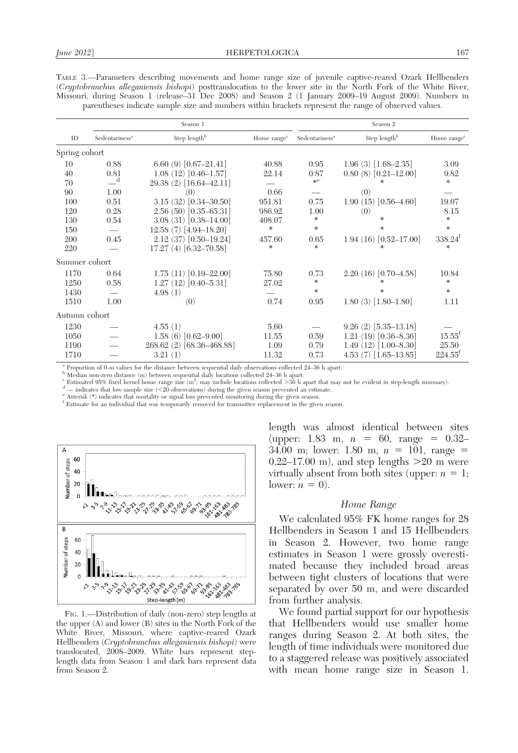TABLE 3.—Parameters describing movements and home range size of juvenile captive-reared Ozark Hellbenders (*Cryptobranchus alleganiensis bishopi*) posttranslocation to the lower site in the North Fork of the White River, Missouri, during Season 1 (release–31 Dec 2008) and Season 2 (1 January 2009–19 August 2009). Numbers in parentheses indicate sample size and numbers within brackets represent the range of observed values.

| | Season 1 | | | Season 2 | | |
|---|---|---|---|---|---|---|
| ID | Sedentariness[a] | Step length[b] | Home range[c] | Sedentariness[a] | Step length[b] | Home range[c] |
| Spring cohort | | | | | | |
| 10 | 0.88 | 6.60 (9) [0.67–21.41] | 40.88 | 0.95 | 1.96 (3) [1.68–2.35] | 3.09 |
| 40 | 0.81 | 1.08 (12) [0.46–1.57] | 22.14 | 0.87 | 0.80 (8) [0.21–12.00] | 9.82 |
| 70 | —[d] | 29.38 (2) [16.64–42.11] | — | *[e] | * | * |
| 90 | 1.00 | (0) | 0.66 | — | (0) | — |
| 100 | 0.51 | 3.15 (32) [0.34–30.50] | 951.81 | 0.75 | 1.90 (15) [0.56–4.60] | 19.07 |
| 120 | 0.28 | 2.56 (50) [0.35–65.31] | 986.92 | 1.00 | (0) | 8.15 |
| 130 | 0.54 | 3.08 (31) [0.38–14.00] | 408.07 | * | * | * |
| 150 | — | 12.58 (7) [4.94–18.20] | * | * | * | * |
| 200 | 0.45 | 2.12 (37) [0.50–19.24] | 457.60 | 0.65 | 1.94 (16) [0.52–17.00] | 338.24[f] |
| 220 | — | 17.27 (4) [6.32–70.58] | * | * | * | * |
| Summer cohort | | | | | | |
| 1170 | 0.64 | 1.75 (11) [0.19–22.00] | 75.80 | 0.73 | 2.20 (16) [0.70–4.58] | 10.84 |
| 1250 | 0.58 | 1.27 (12) [0.40–5.31] | 27.02 | * | * | * |
| 1430 | — | 4.98 (1) | — | * | * | * |
| 1510 | 1.00 | (0) | 0.74 | 0.95 | 1.80 (3) [1.80–1.80] | 1.11 |
| Autumn cohort | | | | | | |
| 1230 | — | 4.55 (1) | 5.60 | — | 9.26 (2) [5.35–13.18] | — |
| 1050 | — | 1.58 (6) [0.62–9.00] | 11.55 | 0.59 | 1.21 (19) [0.36–8.36] | 15.55[f] |
| 1190 | — | 268.62 (2) [68.36–468.88] | 1.09 | 0.79 | 1.49 (12) [1.00–8.30] | 25.50 |
| 1710 | — | 3.21 (1) | 11.32 | 0.73 | 4.53 (7) [1.65–13.85] | 224.55[f] |

[a] Proportion of 0-m values for the distance between sequential daily observations collected 24–36 h apart.
[b] Median non-zero distance (m) between sequential daily locations collected 24–36 h apart.
[c] Estimated 95% fixed kernel home range size ($m^2$; may include locations collected >36 h apart that may not be evident in step-length summary).
[d] — indicates that low sample size (<20 observations) during the given season prevented an estimate.
[e] Asterisk (*) indicates that mortality or signal loss prevented monitoring during the given season.
[f] Estimate for an individual that was temporarily removed for transmitter replacement in the given season.

FIG. 1.—Distribution of daily (non-zero) step lengths at the upper (A) and lower (B) sites in the North Fork of the White River, Missouri, where captive-reared Ozark Hellbenders (*Cryptobranchus alleganiensis bishopi*) were translocated, 2008–2009. White bars represent step-length data from Season 1 and dark bars represent data from Season 2.

length was almost identical between sites (upper: 1.83 m, $n$ = 60, range = 0.32–34.00 m; lower: 1.80 m, $n$ = 101, range = 0.22–17.00 m), and step lengths >20 m were virtually absent from both sites (upper: $n$ = 1; lower: $n$ = 0).

### Home Range

We calculated 95% FK home ranges for 28 Hellbenders in Season 1 and 15 Hellbenders in Season 2. However, two home range estimates in Season 1 were grossly overestimated because they included broad areas between tight clusters of locations that were separated by over 50 m, and were discarded from further analysis.

We found partial support for our hypothesis that Hellbenders would use smaller home ranges during Season 2. At both sites, the length of time individuals were monitored due to a staggered release was positively associated with mean home range size in Season 1.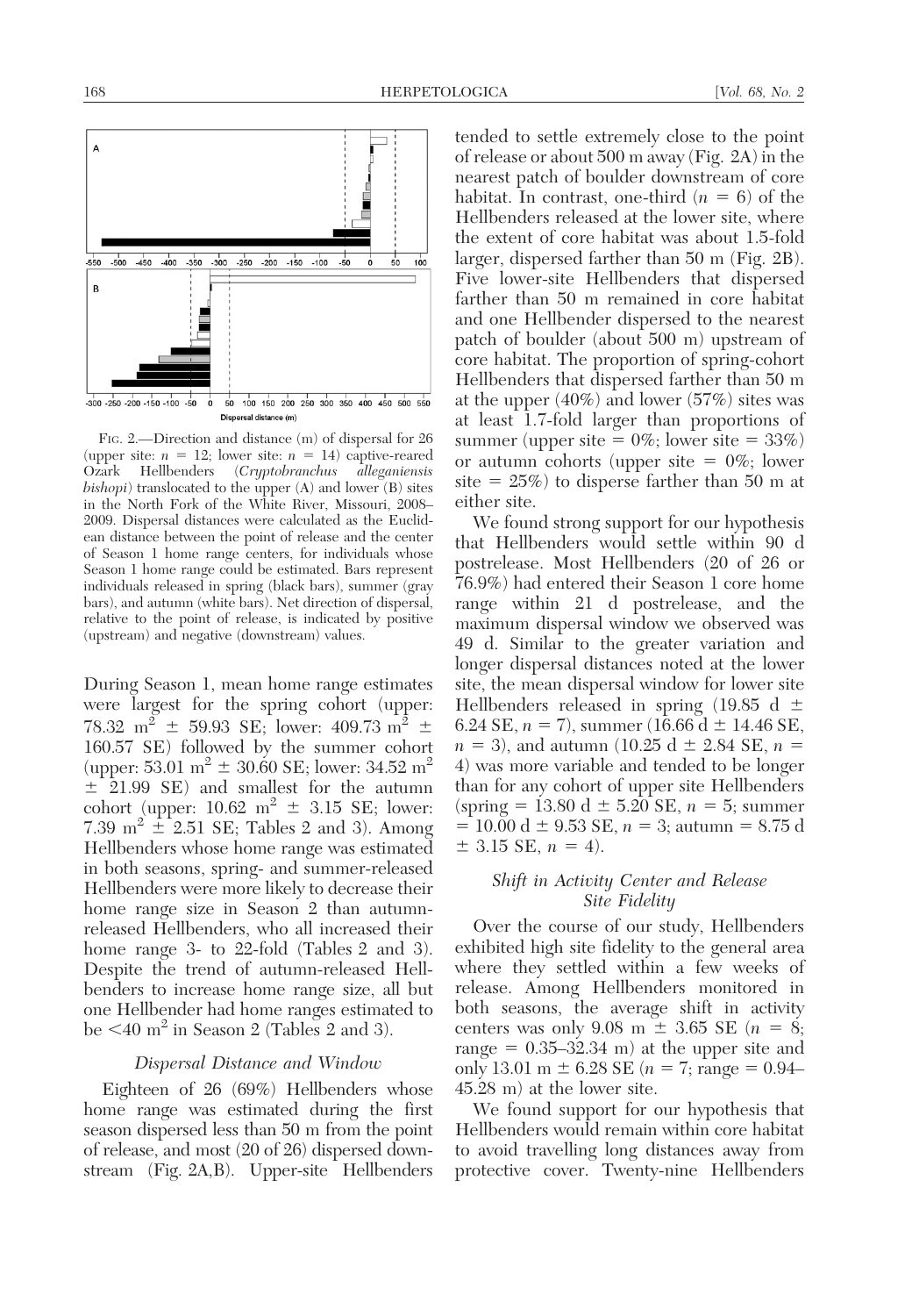FIG. 2.—Direction and distance (m) of dispersal for 26 (upper site: $n$ = 12; lower site: $n$ = 14) captive-reared Ozark Hellbenders (*Cryptobranchus alleganiensis bishopi*) translocated to the upper (A) and lower (B) sites in the North Fork of the White River, Missouri, 2008–2009. Dispersal distances were calculated as the Euclidean distance between the point of release and the center of Season 1 home range centers, for individuals whose Season 1 home range could be estimated. Bars represent individuals released in spring (black bars), summer (gray bars), and autumn (white bars). Net direction of dispersal, relative to the point of release, is indicated by positive (upstream) and negative (downstream) values.

During Season 1, mean home range estimates were largest for the spring cohort (upper: 78.32 $m^2$ ± 59.93 SE; lower: 409.73 $m^2$ ± 160.57 SE) followed by the summer cohort (upper: 53.01 $m^2$ ± 30.60 SE; lower: 34.52 $m^2$ ± 21.99 SE) and smallest for the autumn cohort (upper: 10.62 $m^2$ ± 3.15 SE; lower: 7.39 $m^2$ ± 2.51 SE; Tables 2 and 3). Among Hellbenders whose home range was estimated in both seasons, spring- and summer-released Hellbenders were more likely to decrease their home range size in Season 2 than autumn-released Hellbenders, who all increased their home range 3- to 22-fold (Tables 2 and 3). Despite the trend of autumn-released Hellbenders to increase home range size, all but one Hellbender had home ranges estimated to be <40 $m^2$ in Season 2 (Tables 2 and 3).

### *Dispersal Distance and Window*

Eighteen of 26 (69%) Hellbenders whose home range was estimated during the first season dispersed less than 50 m from the point of release, and most (20 of 26) dispersed downstream (Fig. 2A,B). Upper-site Hellbenders tended to settle extremely close to the point of release or about 500 m away (Fig. 2A) in the nearest patch of boulder downstream of core habitat. In contrast, one-third ($n$ = 6) of the Hellbenders released at the lower site, where the extent of core habitat was about 1.5-fold larger, dispersed farther than 50 m (Fig. 2B). Five lower-site Hellbenders that dispersed farther than 50 m remained in core habitat and one Hellbender dispersed to the nearest patch of boulder (about 500 m) upstream of core habitat. The proportion of spring-cohort Hellbenders that dispersed farther than 50 m at the upper (40%) and lower (57%) sites was at least 1.7-fold larger than proportions of summer (upper site = 0%; lower site = 33%) or autumn cohorts (upper site = 0%; lower site = 25%) to disperse farther than 50 m at either site.

We found strong support for our hypothesis that Hellbenders would settle within 90 d postrelease. Most Hellbenders (20 of 26 or 76.9%) had entered their Season 1 core home range within 21 d postrelease, and the maximum dispersal window we observed was 49 d. Similar to the greater variation and longer dispersal distances noted at the lower site, the mean dispersal window for lower site Hellbenders released in spring (19.85 d ± 6.24 SE, $n$ = 7), summer (16.66 d ± 14.46 SE, $n$ = 3), and autumn (10.25 d ± 2.84 SE, $n$ = 4) was more variable and tended to be longer than for any cohort of upper site Hellbenders (spring = 13.80 d ± 5.20 SE, $n$ = 5; summer = 10.00 d ± 9.53 SE, $n$ = 3; autumn = 8.75 d ± 3.15 SE, $n$ = 4).

### *Shift in Activity Center and Release Site Fidelity*

Over the course of our study, Hellbenders exhibited high site fidelity to the general area where they settled within a few weeks of release. Among Hellbenders monitored in both seasons, the average shift in activity centers was only 9.08 m ± 3.65 SE ($n$ = 8; range = 0.35–32.34 m) at the upper site and only 13.01 m ± 6.28 SE ($n$ = 7; range = 0.94–45.28 m) at the lower site.

We found support for our hypothesis that Hellbenders would remain within core habitat to avoid travelling long distances away from protective cover. Twenty-nine Hellbenders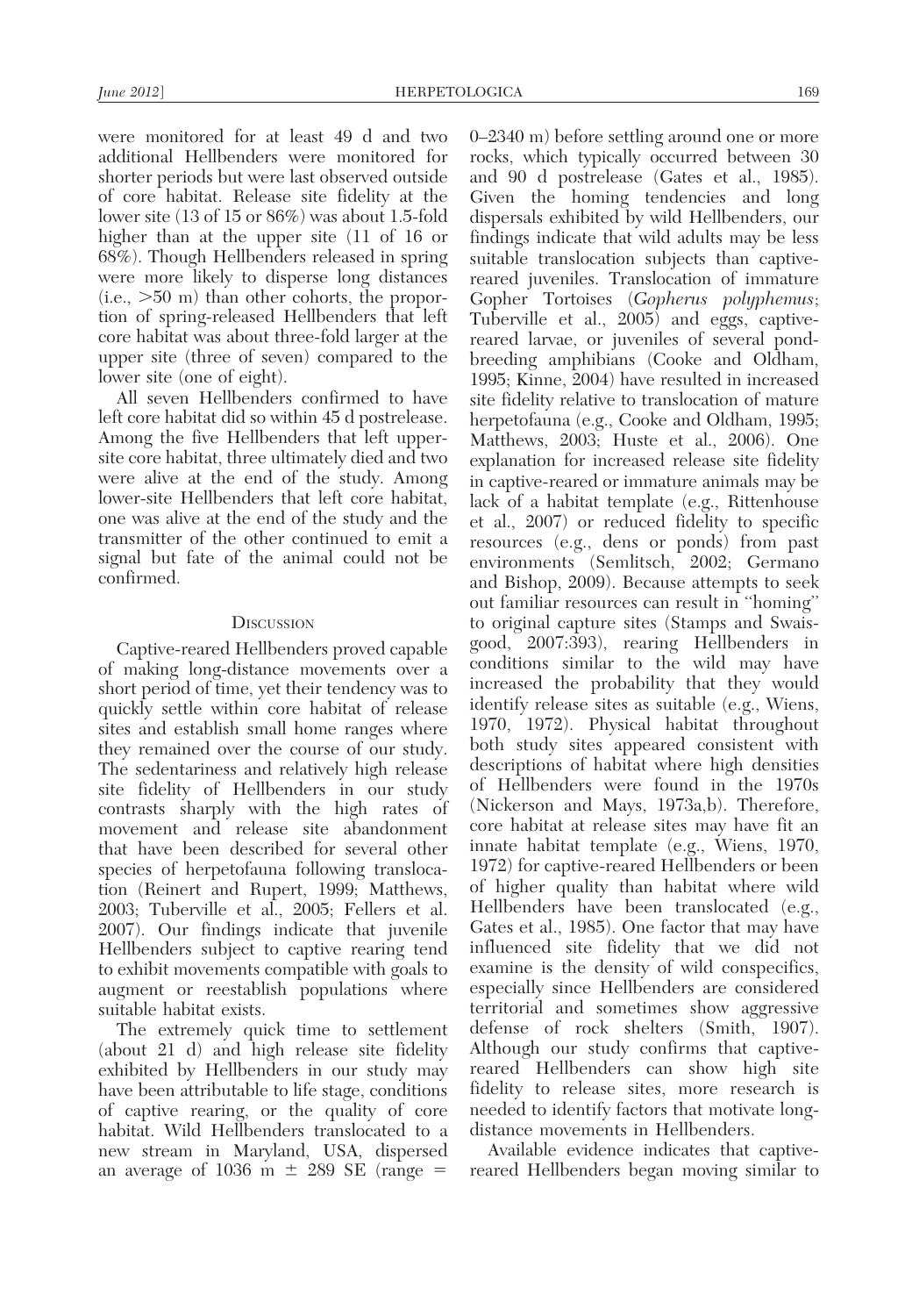were monitored for at least 49 d and two additional Hellbenders were monitored for shorter periods but were last observed outside of core habitat. Release site fidelity at the lower site (13 of 15 or 86%) was about 1.5-fold higher than at the upper site (11 of 16 or 68%). Though Hellbenders released in spring were more likely to disperse long distances (i.e., >50 m) than other cohorts, the proportion of spring-released Hellbenders that left core habitat was about three-fold larger at the upper site (three of seven) compared to the lower site (one of eight).

All seven Hellbenders confirmed to have left core habitat did so within 45 d postrelease. Among the five Hellbenders that left upper-site core habitat, three ultimately died and two were alive at the end of the study. Among lower-site Hellbenders that left core habitat, one was alive at the end of the study and the transmitter of the other continued to emit a signal but fate of the animal could not be confirmed.

## Discussion

Captive-reared Hellbenders proved capable of making long-distance movements over a short period of time, yet their tendency was to quickly settle within core habitat of release sites and establish small home ranges where they remained over the course of our study. The sedentariness and relatively high release site fidelity of Hellbenders in our study contrasts sharply with the high rates of movement and release site abandonment that have been described for several other species of herpetofauna following translocation (Reinert and Rupert, 1999; Matthews, 2003; Tuberville et al., 2005; Fellers et al. 2007). Our findings indicate that juvenile Hellbenders subject to captive rearing tend to exhibit movements compatible with goals to augment or reestablish populations where suitable habitat exists.

The extremely quick time to settlement (about 21 d) and high release site fidelity exhibited by Hellbenders in our study may have been attributable to life stage, conditions of captive rearing, or the quality of core habitat. Wild Hellbenders translocated to a new stream in Maryland, USA, dispersed an average of 1036 m ± 289 SE (range = 0–2340 m) before settling around one or more rocks, which typically occurred between 30 and 90 d postrelease (Gates et al., 1985). Given the homing tendencies and long dispersals exhibited by wild Hellbenders, our findings indicate that wild adults may be less suitable translocation subjects than captive-reared juveniles. Translocation of immature Gopher Tortoises (*Gopherus polyphemus*; Tuberville et al., 2005) and eggs, captive-reared larvae, or juveniles of several pond-breeding amphibians (Cooke and Oldham, 1995; Kinne, 2004) have resulted in increased site fidelity relative to translocation of mature herpetofauna (e.g., Cooke and Oldham, 1995; Matthews, 2003; Huste et al., 2006). One explanation for increased release site fidelity in captive-reared or immature animals may be lack of a habitat template (e.g., Rittenhouse et al., 2007) or reduced fidelity to specific resources (e.g., dens or ponds) from past environments (Semlitsch, 2002; Germano and Bishop, 2009). Because attempts to seek out familiar resources can result in "homing" to original capture sites (Stamps and Swaisgood, 2007:393), rearing Hellbenders in conditions similar to the wild may have increased the probability that they would identify release sites as suitable (e.g., Wiens, 1970, 1972). Physical habitat throughout both study sites appeared consistent with descriptions of habitat where high densities of Hellbenders were found in the 1970s (Nickerson and Mays, 1973a,b). Therefore, core habitat at release sites may have fit an innate habitat template (e.g., Wiens, 1970, 1972) for captive-reared Hellbenders or been of higher quality than habitat where wild Hellbenders have been translocated (e.g., Gates et al., 1985). One factor that may have influenced site fidelity that we did not examine is the density of wild conspecifics, especially since Hellbenders are considered territorial and sometimes show aggressive defense of rock shelters (Smith, 1907). Although our study confirms that captive-reared Hellbenders can show high site fidelity to release sites, more research is needed to identify factors that motivate long-distance movements in Hellbenders.

Available evidence indicates that captive-reared Hellbenders began moving similar to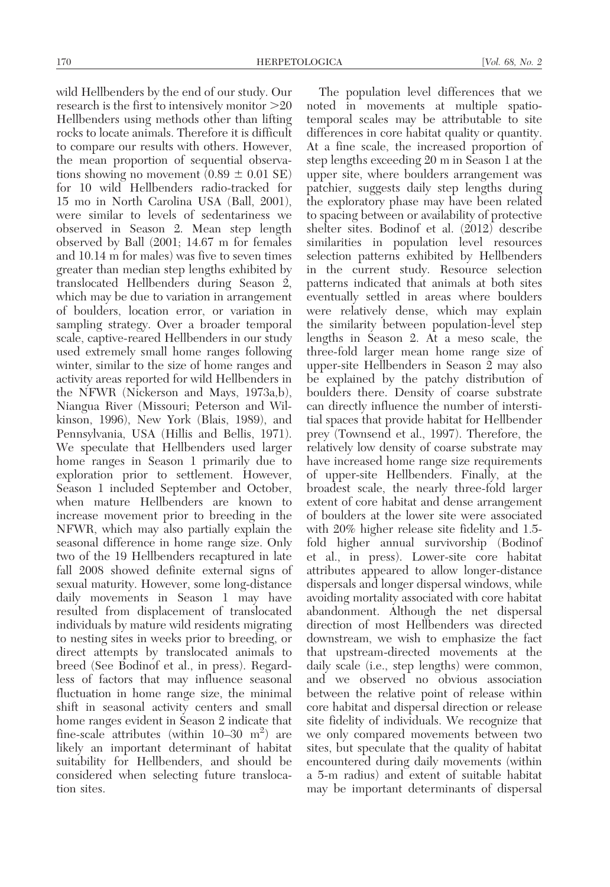wild Hellbenders by the end of our study. Our research is the first to intensively monitor >20 Hellbenders using methods other than lifting rocks to locate animals. Therefore it is difficult to compare our results with others. However, the mean proportion of sequential observations showing no movement (0.89 ± 0.01 SE) for 10 wild Hellbenders radio-tracked for 15 mo in North Carolina USA (Ball, 2001), were similar to levels of sedentariness we observed in Season 2. Mean step length observed by Ball (2001; 14.67 m for females and 10.14 m for males) was five to seven times greater than median step lengths exhibited by translocated Hellbenders during Season 2, which may be due to variation in arrangement of boulders, location error, or variation in sampling strategy. Over a broader temporal scale, captive-reared Hellbenders in our study used extremely small home ranges following winter, similar to the size of home ranges and activity areas reported for wild Hellbenders in the NFWR (Nickerson and Mays, 1973a,b), Niangua River (Missouri; Peterson and Wilkinson, 1996), New York (Blais, 1989), and Pennsylvania, USA (Hillis and Bellis, 1971). We speculate that Hellbenders used larger home ranges in Season 1 primarily due to exploration prior to settlement. However, Season 1 included September and October, when mature Hellbenders are known to increase movement prior to breeding in the NFWR, which may also partially explain the seasonal difference in home range size. Only two of the 19 Hellbenders recaptured in late fall 2008 showed definite external signs of sexual maturity. However, some long-distance daily movements in Season 1 may have resulted from displacement of translocated individuals by mature wild residents migrating to nesting sites in weeks prior to breeding, or direct attempts by translocated animals to breed (See Bodinof et al., in press). Regardless of factors that may influence seasonal fluctuation in home range size, the minimal shift in seasonal activity centers and small home ranges evident in Season 2 indicate that fine-scale attributes (within 10–30 $m^2$) are likely an important determinant of habitat suitability for Hellbenders, and should be considered when selecting future translocation sites.

The population level differences that we noted in movements at multiple spatiotemporal scales may be attributable to site differences in core habitat quality or quantity. At a fine scale, the increased proportion of step lengths exceeding 20 m in Season 1 at the upper site, where boulders arrangement was patchier, suggests daily step lengths during the exploratory phase may have been related to spacing between or availability of protective shelter sites. Bodinof et al. (2012) describe similarities in population level resources selection patterns exhibited by Hellbenders in the current study. Resource selection patterns indicated that animals at both sites eventually settled in areas where boulders were relatively dense, which may explain the similarity between population-level step lengths in Season 2. At a meso scale, the three-fold larger mean home range size of upper-site Hellbenders in Season 2 may also be explained by the patchy distribution of boulders there. Density of coarse substrate can directly influence the number of interstitial spaces that provide habitat for Hellbender prey (Townsend et al., 1997). Therefore, the relatively low density of coarse substrate may have increased home range size requirements of upper-site Hellbenders. Finally, at the broadest scale, the nearly three-fold larger extent of core habitat and dense arrangement of boulders at the lower site were associated with 20% higher release site fidelity and 1.5-fold higher annual survivorship (Bodinof et al., in press). Lower-site core habitat attributes appeared to allow longer-distance dispersals and longer dispersal windows, while avoiding mortality associated with core habitat abandonment. Although the net dispersal direction of most Hellbenders was directed downstream, we wish to emphasize the fact that upstream-directed movements at the daily scale (i.e., step lengths) were common, and we observed no obvious association between the relative point of release within core habitat and dispersal direction or release site fidelity of individuals. We recognize that we only compared movements between two sites, but speculate that the quality of habitat encountered during daily movements (within a 5-m radius) and extent of suitable habitat may be important determinants of dispersal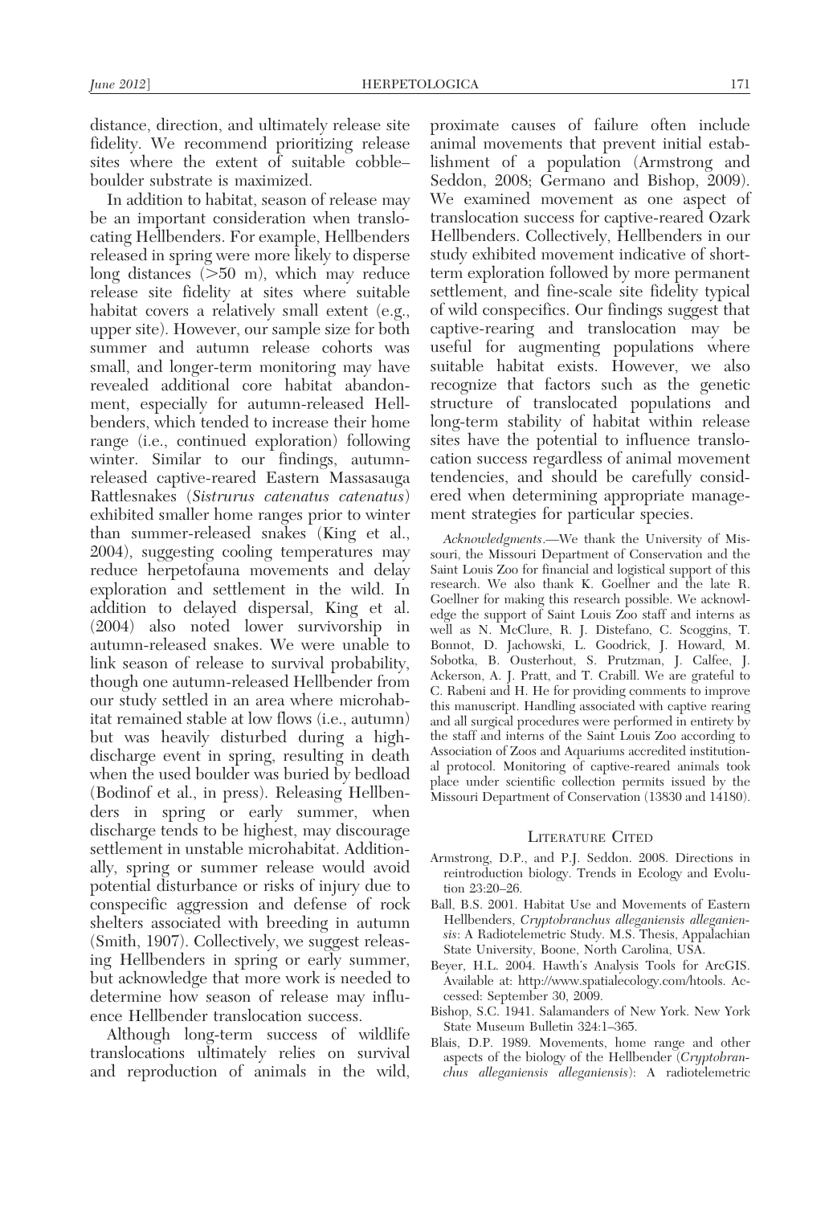distance, direction, and ultimately release site fidelity. We recommend prioritizing release sites where the extent of suitable cobble–boulder substrate is maximized.

In addition to habitat, season of release may be an important consideration when translocating Hellbenders. For example, Hellbenders released in spring were more likely to disperse long distances (>50 m), which may reduce release site fidelity at sites where suitable habitat covers a relatively small extent (e.g., upper site). However, our sample size for both summer and autumn release cohorts was small, and longer-term monitoring may have revealed additional core habitat abandonment, especially for autumn-released Hellbenders, which tended to increase their home range (i.e., continued exploration) following winter. Similar to our findings, autumn-released captive-reared Eastern Massasauga Rattlesnakes (*Sistrurus catenatus catenatus*) exhibited smaller home ranges prior to winter than summer-released snakes (King et al., 2004), suggesting cooling temperatures may reduce herpetofauna movements and delay exploration and settlement in the wild. In addition to delayed dispersal, King et al. (2004) also noted lower survivorship in autumn-released snakes. We were unable to link season of release to survival probability, though one autumn-released Hellbender from our study settled in an area where microhabitat remained stable at low flows (i.e., autumn) but was heavily disturbed during a high-discharge event in spring, resulting in death when the used boulder was buried by bedload (Bodinof et al., in press). Releasing Hellbenders in spring or early summer, when discharge tends to be highest, may discourage settlement in unstable microhabitat. Additionally, spring or summer release would avoid potential disturbance or risks of injury due to conspecific aggression and defense of rock shelters associated with breeding in autumn (Smith, 1907). Collectively, we suggest releasing Hellbenders in spring or early summer, but acknowledge that more work is needed to determine how season of release may influence Hellbender translocation success.

Although long-term success of wildlife translocations ultimately relies on survival and reproduction of animals in the wild, proximate causes of failure often include animal movements that prevent initial establishment of a population (Armstrong and Seddon, 2008; Germano and Bishop, 2009). We examined movement as one aspect of translocation success for captive-reared Ozark Hellbenders. Collectively, Hellbenders in our study exhibited movement indicative of short-term exploration followed by more permanent settlement, and fine-scale site fidelity typical of wild conspecifics. Our findings suggest that captive-rearing and translocation may be useful for augmenting populations where suitable habitat exists. However, we also recognize that factors such as the genetic structure of translocated populations and long-term stability of habitat within release sites have the potential to influence translocation success regardless of animal movement tendencies, and should be carefully considered when determining appropriate management strategies for particular species.

*Acknowledgments*.—We thank the University of Missouri, the Missouri Department of Conservation and the Saint Louis Zoo for financial and logistical support of this research. We also thank K. Goellner and the late R. Goellner for making this research possible. We acknowledge the support of Saint Louis Zoo staff and interns as well as N. McClure, R. J. Distefano, C. Scoggins, T. Bonnot, D. Jachowski, L. Goodrick, J. Howard, M. Sobotka, B. Ousterhout, S. Prutzman, J. Calfee, J. Ackerson, A. J. Pratt, and T. Crabill. We are grateful to C. Rabeni and H. He for providing comments to improve this manuscript. Handling associated with captive rearing and all surgical procedures were performed in entirety by the staff and interns of the Saint Louis Zoo according to Association of Zoos and Aquariums accredited institutional protocol. Monitoring of captive-reared animals took place under scientific collection permits issued by the Missouri Department of Conservation (13830 and 14180).

## Literature Cited

Armstrong, D.P., and P.J. Seddon. 2008. Directions in reintroduction biology. Trends in Ecology and Evolution 23:20–26.

Ball, B.S. 2001. Habitat Use and Movements of Eastern Hellbenders, *Cryptobranchus alleganiensis alleganiensis*: A Radiotelemetric Study. M.S. Thesis, Appalachian State University, Boone, North Carolina, USA.

Beyer, H.L. 2004. Hawth's Analysis Tools for ArcGIS. Available at: http://www.spatialecology.com/htools. Accessed: September 30, 2009.

Bishop, S.C. 1941. Salamanders of New York. New York State Museum Bulletin 324:1–365.

Blais, D.P. 1989. Movements, home range and other aspects of the biology of the Hellbender (*Cryptobranchus alleganiensis alleganiensis*): A radiotelemetric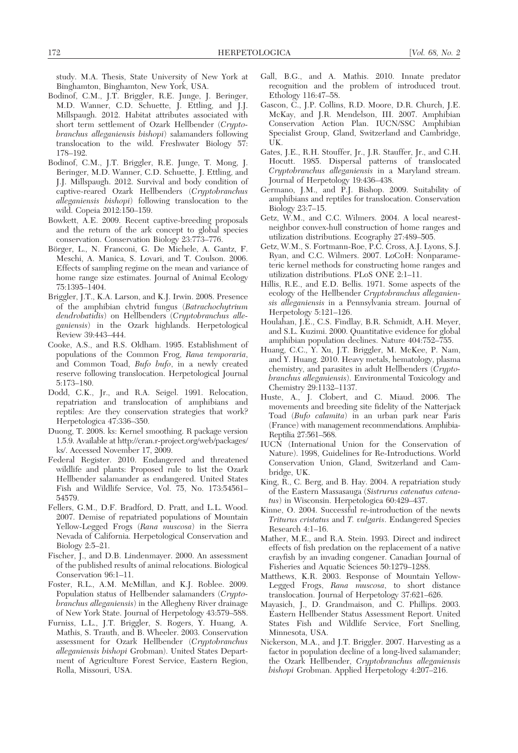study. M.A. Thesis, State University of New York at Binghamton, Binghamton, New York, USA.

Bodinof, C.M., J.T. Briggler, R.E. Junge, J. Beringer, M.D. Wanner, C.D. Schuette, J. Ettling, and J.J. Millspaugh. 2012. Habitat attributes associated with short term settlement of Ozark Hellbender (*Cryptobranchus alleganiensis bishopi*) salamanders following translocation to the wild. Freshwater Biology 57: 178–192.

Bodinof, C.M., J.T. Briggler, R.E. Junge, T. Mong, J. Beringer, M.D. Wanner, C.D. Schuette, J. Ettling, and J.J. Millspaugh. 2012. Survival and body condition of captive-reared Ozark Hellbenders (*Cryptobranchus alleganiensis bishopi*) following translocation to the wild. Copeia 2012:150–159.

Bowkett, A.E. 2009. Recent captive-breeding proposals and the return of the ark concept to global species conservation. Conservation Biology 23:773–776.

Börger, L., N. Franconi, G. De Michele, A. Gantz, F. Meschi, A. Manica, S. Lovari, and T. Coulson. 2006. Effects of sampling regime on the mean and variance of home range size estimates. Journal of Animal Ecology 75:1395–1404.

Briggler, J.T., K.A. Larson, and K.J. Irwin. 2008. Presence of the amphibian chytrid fungus (*Batrachochytrium dendrobatidis*) on Hellbenders (*Cryptobranchus alleganiensis*) in the Ozark highlands. Herpetological Review 39:443–444.

Cooke, A.S., and R.S. Oldham. 1995. Establishment of populations of the Common Frog, *Rana temporaria*, and Common Toad, *Bufo bufo*, in a newly created reserve following translocation. Herpetological Journal 5:173–180.

Dodd, C.K., Jr., and R.A. Seigel. 1991. Relocation, repatriation and translocation of amphibians and reptiles: Are they conservation strategies that work? Herpetologica 47:336–350.

Duong, T. 2008. ks: Kernel smoothing. R package version 1.5.9. Available at http://cran.r-project.org/web/packages/ks/. Accessed November 17, 2009.

Federal Register. 2010. Endangered and threatened wildlife and plants: Proposed rule to list the Ozark Hellbender salamander as endangered. United States Fish and Wildlife Service, Vol. 75, No. 173:54561–54579.

Fellers, G.M., D.F. Bradford, D. Pratt, and L.L. Wood. 2007. Demise of repatriated populations of Mountain Yellow-Legged Frogs (*Rana muscosa*) in the Sierra Nevada of California. Herpetological Conservation and Biology 2:5–21.

Fischer, J., and D.B. Lindenmayer. 2000. An assessment of the published results of animal relocations. Biological Conservation 96:1–11.

Foster, R.L., A.M. McMillan, and K.J. Roblee. 2009. Population status of Hellbender salamanders (*Cryptobranchus alleganiensis*) in the Allegheny River drainage of New York State. Journal of Herpetology 43:579–588.

Furniss, L.L., J.T. Briggler, S. Rogers, Y. Huang, A. Mathis, S. Trauth, and B. Wheeler. 2003. Conservation assessment for Ozark Hellbender (*Cryptobranchus alleganiensis bishopi* Grobman). United States Department of Agriculture Forest Service, Eastern Region, Rolla, Missouri, USA.

Gall, B.G., and A. Mathis. 2010. Innate predator recognition and the problem of introduced trout. Ethology 116:47–58.

Gascon, C., J.P. Collins, R.D. Moore, D.R. Church, J.E. McKay, and J.R. Mendelson, III. 2007. Amphibian Conservation Action Plan. IUCN/SSC Amphibian Specialist Group, Gland, Switzerland and Cambridge, UK.

Gates, J.E., R.H. Stouffer, Jr., J.R. Stauffer, Jr., and C.H. Hocutt. 1985. Dispersal patterns of translocated *Cryptobranchus alleganiensis* in a Maryland stream. Journal of Herpetology 19:436–438.

Germano, J.M., and P.J. Bishop. 2009. Suitability of amphibians and reptiles for translocation. Conservation Biology 23:7–15.

Getz, W.M., and C.C. Wilmers. 2004. A local nearest-neighbor convex-hull construction of home ranges and utilization distributions. Ecography 27:489–505.

Getz, W.M., S. Fortmann-Roe, P.C. Cross, A.J. Lyons, S.J. Ryan, and C.C. Wilmers. 2007. LoCoH: Nonparameteric kernel methods for constructing home ranges and utilization distributions. PLoS ONE 2:1–11.

Hillis, R.E., and E.D. Bellis. 1971. Some aspects of the ecology of the Hellbender *Cryptobranchus alleganiensis alleganiensis* in a Pennsylvania stream. Journal of Herpetology 5:121–126.

Houlahan, J.E., C.S. Findlay, B.R. Schmidt, A.H. Meyer, and S.L. Kuzimi. 2000. Quantitative evidence for global amphibian population declines. Nature 404:752–755.

Huang, C.C., Y. Xu, J.T. Briggler, M. McKee, P. Nam, and Y. Huang. 2010. Heavy metals, hematology, plasma chemistry, and parasites in adult Hellbenders (*Cryptobranchus alleganiensis*). Environmental Toxicology and Chemistry 29:1132–1137.

Huste, A., J. Clobert, and C. Miaud. 2006. The movements and breeding site fidelity of the Natterjack Toad (*Bufo calamita*) in an urban park near Paris (France) with management recommendations. Amphibia-Reptilia 27:561–568.

IUCN (International Union for the Conservation of Nature). 1998, Guidelines for Re-Introductions. World Conservation Union, Gland, Switzerland and Cambridge, UK.

King, R., C. Berg, and B. Hay. 2004. A repatriation study of the Eastern Massasauga (*Sistrurus catenatus catenatus*) in Wisconsin. Herpetologica 60:429–437.

Kinne, O. 2004. Successful re-introduction of the newts *Triturus cristatus* and *T. vulgaris*. Endangered Species Research 4:1–16.

Mather, M.E., and R.A. Stein. 1993. Direct and indirect effects of fish predation on the replacement of a native crayfish by an invading congener. Canadian Journal of Fisheries and Aquatic Sciences 50:1279–1288.

Matthews, K.R. 2003. Response of Mountain Yellow-Legged Frogs, *Rana muscosa*, to short distance translocation. Journal of Herpetology 37:621–626.

Mayasich, J., D. Grandmaison, and C. Phillips. 2003. Eastern Hellbender Status Assessment Report. United States Fish and Wildlife Service, Fort Snelling, Minnesota, USA.

Nickerson, M.A., and J.T. Briggler. 2007. Harvesting as a factor in population decline of a long-lived salamander; the Ozark Hellbender, *Cryptobranchus alleganiensis bishopi* Grobman. Applied Herpetology 4:207–216.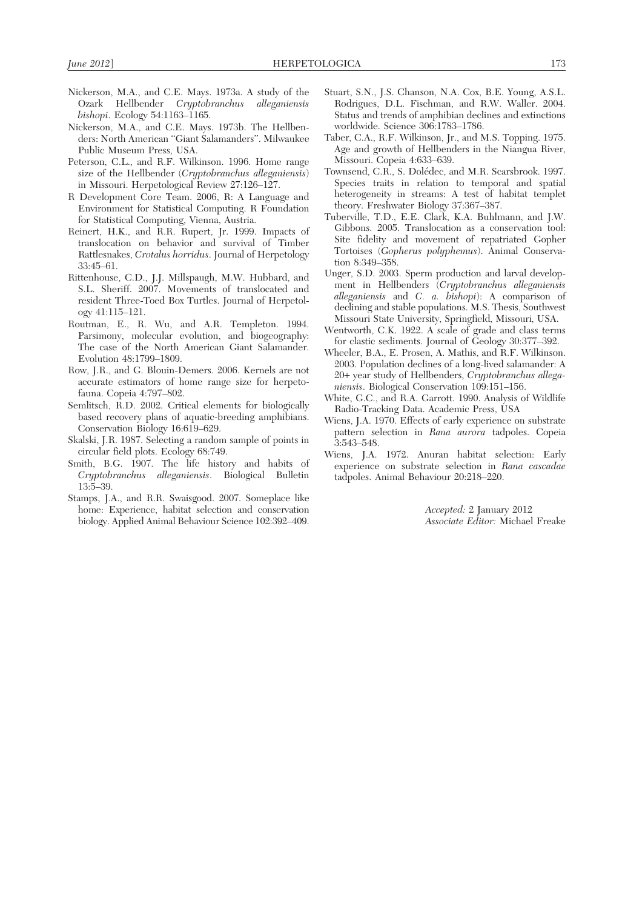Nickerson, M.A., and C.E. Mays. 1973a. A study of the Ozark Hellbender *Cryptobranchus alleganiensis bishopi*. Ecology 54:1163–1165.

Nickerson, M.A., and C.E. Mays. 1973b. The Hellbenders: North American "Giant Salamanders". Milwaukee Public Museum Press, USA.

Peterson, C.L., and R.F. Wilkinson. 1996. Home range size of the Hellbender (*Cryptobranchus alleganiensis*) in Missouri. Herpetological Review 27:126–127.

R Development Core Team. 2006, R: A Language and Environment for Statistical Computing. R Foundation for Statistical Computing, Vienna, Austria.

Reinert, H.K., and R.R. Rupert, Jr. 1999. Impacts of translocation on behavior and survival of Timber Rattlesnakes, *Crotalus horridus*. Journal of Herpetology 33:45–61.

Rittenhouse, C.D., J.J. Millspaugh, M.W. Hubbard, and S.L. Sheriff. 2007. Movements of translocated and resident Three-Toed Box Turtles. Journal of Herpetology 41:115–121.

Routman, E., R. Wu, and A.R. Templeton. 1994. Parsimony, molecular evolution, and biogeography: The case of the North American Giant Salamander. Evolution 48:1799–1809.

Row, J.R., and G. Blouin-Demers. 2006. Kernels are not accurate estimators of home range size for herpetofauna. Copeia 4:797–802.

Semlitsch, R.D. 2002. Critical elements for biologically based recovery plans of aquatic-breeding amphibians. Conservation Biology 16:619–629.

Skalski, J.R. 1987. Selecting a random sample of points in circular field plots. Ecology 68:749.

Smith, B.G. 1907. The life history and habits of *Cryptobranchus alleganiensis*. Biological Bulletin 13:5–39.

Stamps, J.A., and R.R. Swaisgood. 2007. Someplace like home: Experience, habitat selection and conservation biology. Applied Animal Behaviour Science 102:392–409.

Stuart, S.N., J.S. Chanson, N.A. Cox, B.E. Young, A.S.L. Rodrigues, D.L. Fischman, and R.W. Waller. 2004. Status and trends of amphibian declines and extinctions worldwide. Science 306:1783–1786.

Taber, C.A., R.F. Wilkinson, Jr., and M.S. Topping. 1975. Age and growth of Hellbenders in the Niangua River, Missouri. Copeia 4:633–639.

Townsend, C.R., S. Dolédec, and M.R. Scarsbrook. 1997. Species traits in relation to temporal and spatial heterogeneity in streams: A test of habitat templet theory. Freshwater Biology 37:367–387.

Tuberville, T.D., E.E. Clark, K.A. Buhlmann, and J.W. Gibbons. 2005. Translocation as a conservation tool: Site fidelity and movement of repatriated Gopher Tortoises (*Gopherus polyphemus*). Animal Conservation 8:349–358.

Unger, S.D. 2003. Sperm production and larval development in Hellbenders (*Cryptobranchus alleganiensis alleganiensis* and *C. a. bishopi*): A comparison of declining and stable populations. M.S. Thesis, Southwest Missouri State University, Springfield, Missouri, USA.

Wentworth, C.K. 1922. A scale of grade and class terms for clastic sediments. Journal of Geology 30:377–392.

Wheeler, B.A., E. Prosen, A. Mathis, and R.F. Wilkinson. 2003. Population declines of a long-lived salamander: A 20+ year study of Hellbenders, *Cryptobranchus alleganiensis*. Biological Conservation 109:151–156.

White, G.C., and R.A. Garrott. 1990. Analysis of Wildlife Radio-Tracking Data. Academic Press, USA

Wiens, J.A. 1970. Effects of early experience on substrate pattern selection in *Rana aurora* tadpoles. Copeia 3:543–548.

Wiens, J.A. 1972. Anuran habitat selection: Early experience on substrate selection in *Rana cascadae* tadpoles. Animal Behaviour 20:218–220.

*Accepted:* 2 January 2012
*Associate Editor:* Michael Freake